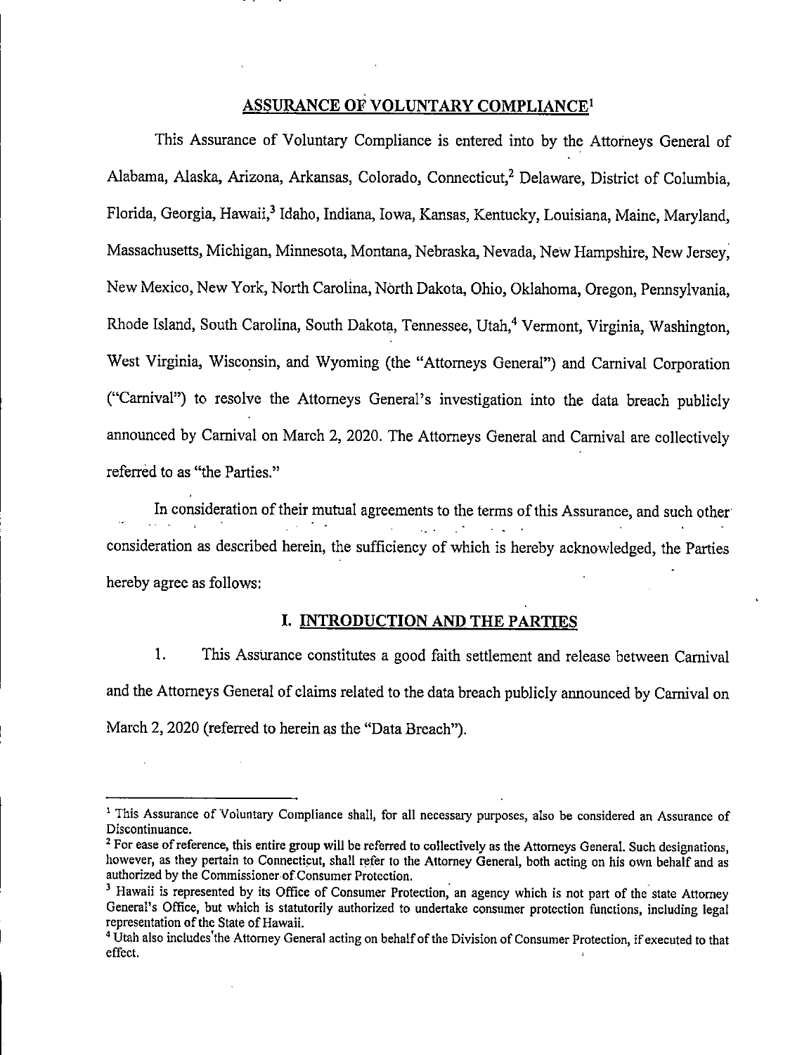# ASSURANCE OF VOLUNTARY COMPLIANCE[1]

This Assurance of Voluntary Compliance is entered into by the Attorneys General of Alabama, Alaska, Arizona, Arkansas, Colorado, Connecticut,[2] Delaware, District of Columbia, Florida, Georgia, Hawaii,[3] Idaho, Indiana, Iowa, Kansas, Kentucky, Louisiana, Maine, Maryland, Massachusetts, Michigan, Minnesota, Montana, Nebraska, Nevada, New Hampshire, New Jersey, New Mexico, New York, North Carolina, North Dakota, Ohio, Oklahoma, Oregon, Pennsylvania, Rhode Island, South Carolina, South Dakota, Tennessee, Utah,[4] Vermont, Virginia, Washington, West Virginia, Wisconsin, and Wyoming (the "Attorneys General") and Carnival Corporation ("Carnival") to resolve the Attorneys General's investigation into the data breach publicly announced by Carnival on March 2, 2020. The Attorneys General and Carnival are collectively referred to as "the Parties."

In consideration of their mutual agreements to the terms of this Assurance, and such other consideration as described herein, the sufficiency of which is hereby acknowledged, the Parties hereby agree as follows:

## I. INTRODUCTION AND THE PARTIES

1. This Assurance constitutes a good faith settlement and release between Carnival and the Attorneys General of claims related to the data breach publicly announced by Carnival on March 2, 2020 (referred to herein as the "Data Breach").

---

[1] This Assurance of Voluntary Compliance shall, for all necessary purposes, also be considered an Assurance of Discontinuance.

[2] For ease of reference, this entire group will be referred to collectively as the Attorneys General. Such designations, however, as they pertain to Connecticut, shall refer to the Attorney General, both acting on his own behalf and as authorized by the Commissioner of Consumer Protection.

[3] Hawaii is represented by its Office of Consumer Protection, an agency which is not part of the state Attorney General's Office, but which is statutorily authorized to undertake consumer protection functions, including legal representation of the State of Hawaii.

[4] Utah also includes the Attorney General acting on behalf of the Division of Consumer Protection, if executed to that effect.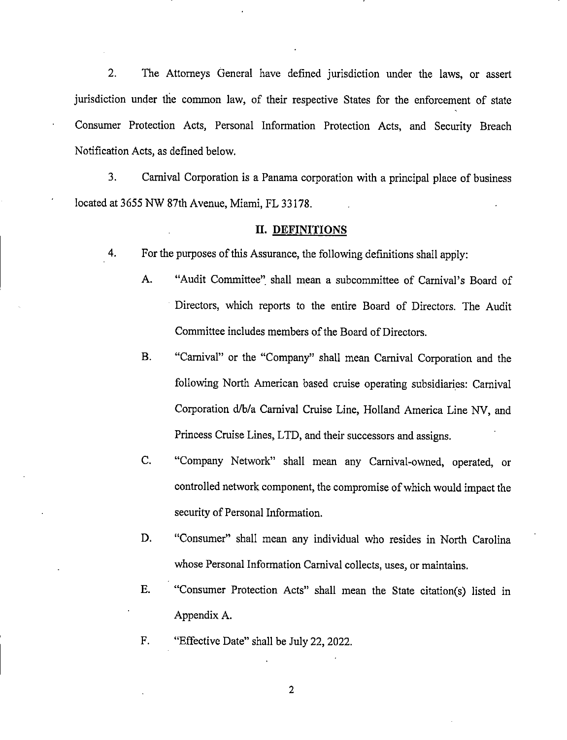2. The Attorneys General have defined jurisdiction under the laws, or assert jurisdiction under the common law, of their respective States for the enforcement of state Consumer Protection Acts, Personal Information Protection Acts, and Security Breach Notification Acts, as defined below.

3. Carnival Corporation is a Panama corporation with a principal place of business located at 3655 NW 87th Avenue, Miami, FL 33178.

## II. DEFINITIONS

4. For the purposes of this Assurance, the following definitions shall apply:

   A. "Audit Committee" shall mean a subcommittee of Carnival's Board of Directors, which reports to the entire Board of Directors. The Audit Committee includes members of the Board of Directors.

   B. "Carnival" or the "Company" shall mean Carnival Corporation and the following North American based cruise operating subsidiaries: Carnival Corporation d/b/a Carnival Cruise Line, Holland America Line NV, and Princess Cruise Lines, LTD, and their successors and assigns.

   C. "Company Network" shall mean any Carnival-owned, operated, or controlled network component, the compromise of which would impact the security of Personal Information.

   D. "Consumer" shall mean any individual who resides in North Carolina whose Personal Information Carnival collects, uses, or maintains.

   E. "Consumer Protection Acts" shall mean the State citation(s) listed in Appendix A.

   F. "Effective Date" shall be July 22, 2022.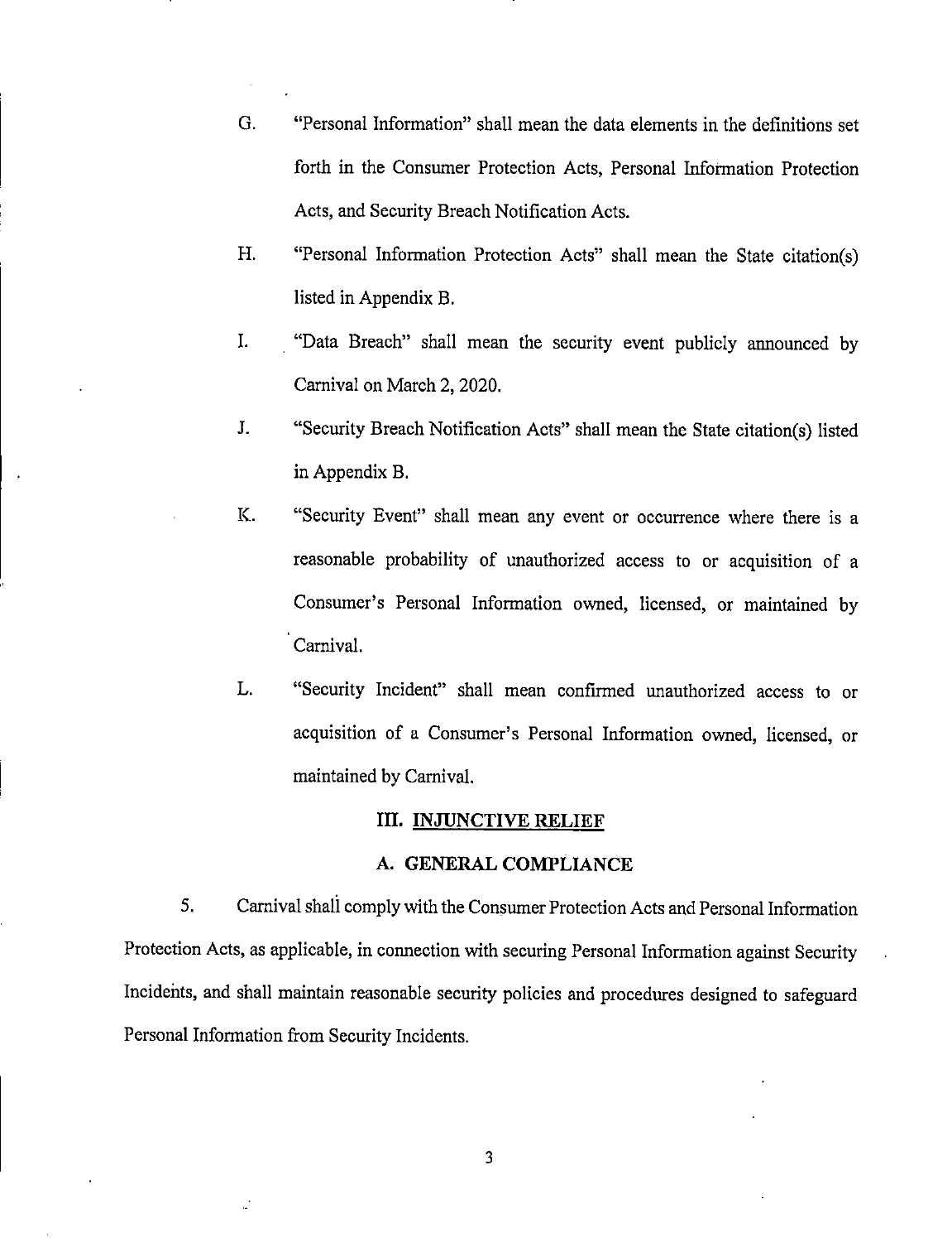G. "Personal Information" shall mean the data elements in the definitions set forth in the Consumer Protection Acts, Personal Information Protection Acts, and Security Breach Notification Acts.

H. "Personal Information Protection Acts" shall mean the State citation(s) listed in Appendix B.

I. "Data Breach" shall mean the security event publicly announced by Carnival on March 2, 2020.

J. "Security Breach Notification Acts" shall mean the State citation(s) listed in Appendix B.

K. "Security Event" shall mean any event or occurrence where there is a reasonable probability of unauthorized access to or acquisition of a Consumer's Personal Information owned, licensed, or maintained by Carnival.

L. "Security Incident" shall mean confirmed unauthorized access to or acquisition of a Consumer's Personal Information owned, licensed, or maintained by Carnival.

## III. INJUNCTIVE RELIEF

### A. GENERAL COMPLIANCE

5. Carnival shall comply with the Consumer Protection Acts and Personal Information Protection Acts, as applicable, in connection with securing Personal Information against Security Incidents, and shall maintain reasonable security policies and procedures designed to safeguard Personal Information from Security Incidents.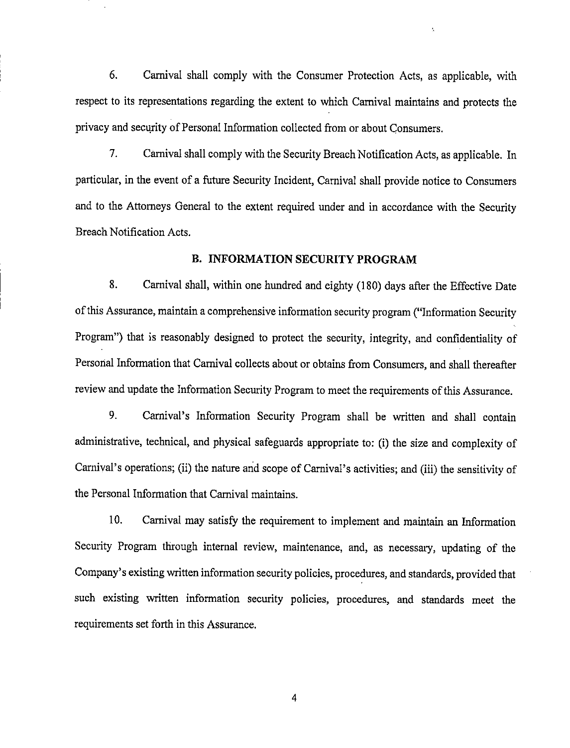6. Carnival shall comply with the Consumer Protection Acts, as applicable, with respect to its representations regarding the extent to which Carnival maintains and protects the privacy and security of Personal Information collected from or about Consumers.

7. Carnival shall comply with the Security Breach Notification Acts, as applicable. In particular, in the event of a future Security Incident, Carnival shall provide notice to Consumers and to the Attorneys General to the extent required under and in accordance with the Security Breach Notification Acts.

## B. INFORMATION SECURITY PROGRAM

8. Carnival shall, within one hundred and eighty (180) days after the Effective Date of this Assurance, maintain a comprehensive information security program ("Information Security Program") that is reasonably designed to protect the security, integrity, and confidentiality of Personal Information that Carnival collects about or obtains from Consumers, and shall thereafter review and update the Information Security Program to meet the requirements of this Assurance.

9. Carnival's Information Security Program shall be written and shall contain administrative, technical, and physical safeguards appropriate to: (i) the size and complexity of Carnival's operations; (ii) the nature and scope of Carnival's activities; and (iii) the sensitivity of the Personal Information that Carnival maintains.

10. Carnival may satisfy the requirement to implement and maintain an Information Security Program through internal review, maintenance, and, as necessary, updating of the Company's existing written information security policies, procedures, and standards, provided that such existing written information security policies, procedures, and standards meet the requirements set forth in this Assurance.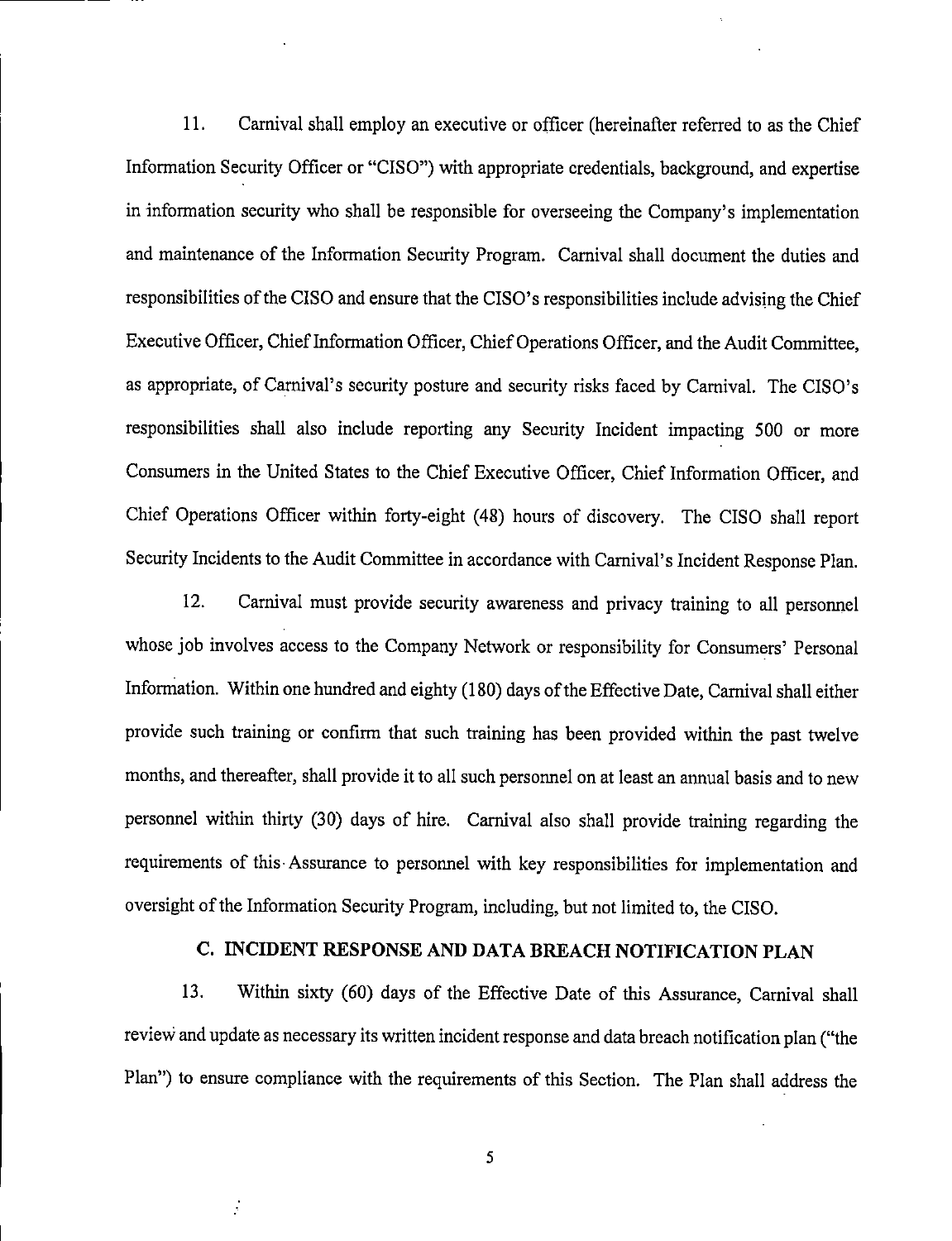11. Carnival shall employ an executive or officer (hereinafter referred to as the Chief Information Security Officer or "CISO") with appropriate credentials, background, and expertise in information security who shall be responsible for overseeing the Company's implementation and maintenance of the Information Security Program. Carnival shall document the duties and responsibilities of the CISO and ensure that the CISO's responsibilities include advising the Chief Executive Officer, Chief Information Officer, Chief Operations Officer, and the Audit Committee, as appropriate, of Carnival's security posture and security risks faced by Carnival. The CISO's responsibilities shall also include reporting any Security Incident impacting 500 or more Consumers in the United States to the Chief Executive Officer, Chief Information Officer, and Chief Operations Officer within forty-eight (48) hours of discovery. The CISO shall report Security Incidents to the Audit Committee in accordance with Carnival's Incident Response Plan.

12. Carnival must provide security awareness and privacy training to all personnel whose job involves access to the Company Network or responsibility for Consumers' Personal Information. Within one hundred and eighty (180) days of the Effective Date, Carnival shall either provide such training or confirm that such training has been provided within the past twelve months, and thereafter, shall provide it to all such personnel on at least an annual basis and to new personnel within thirty (30) days of hire. Carnival also shall provide training regarding the requirements of this Assurance to personnel with key responsibilities for implementation and oversight of the Information Security Program, including, but not limited to, the CISO.

## C. INCIDENT RESPONSE AND DATA BREACH NOTIFICATION PLAN

13. Within sixty (60) days of the Effective Date of this Assurance, Carnival shall review and update as necessary its written incident response and data breach notification plan ("the Plan") to ensure compliance with the requirements of this Section. The Plan shall address the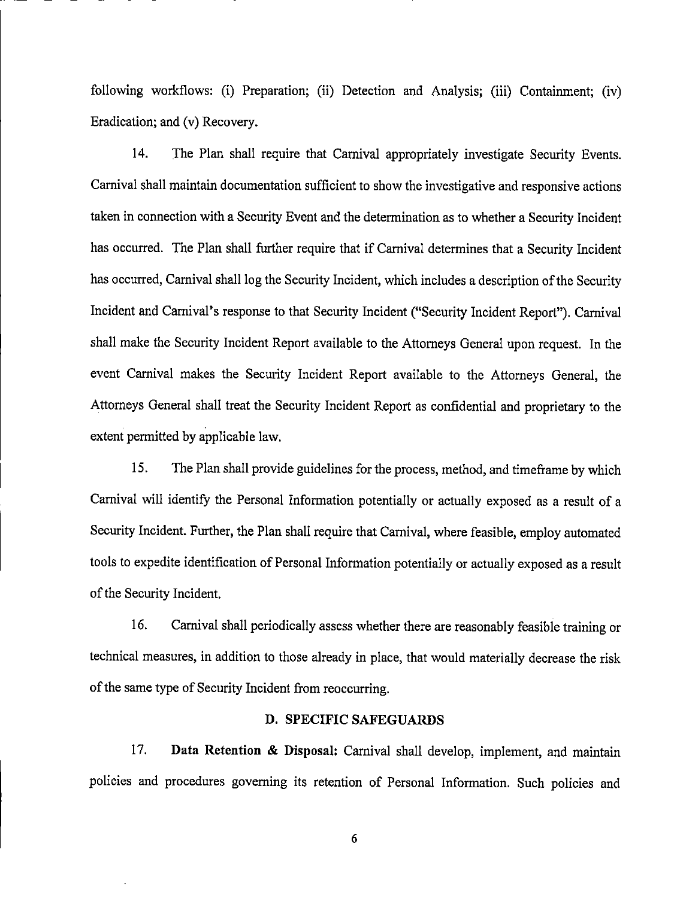following workflows: (i) Preparation; (ii) Detection and Analysis; (iii) Containment; (iv) Eradication; and (v) Recovery.

14. The Plan shall require that Carnival appropriately investigate Security Events. Carnival shall maintain documentation sufficient to show the investigative and responsive actions taken in connection with a Security Event and the determination as to whether a Security Incident has occurred. The Plan shall further require that if Carnival determines that a Security Incident has occurred, Carnival shall log the Security Incident, which includes a description of the Security Incident and Carnival's response to that Security Incident ("Security Incident Report"). Carnival shall make the Security Incident Report available to the Attorneys General upon request. In the event Carnival makes the Security Incident Report available to the Attorneys General, the Attorneys General shall treat the Security Incident Report as confidential and proprietary to the extent permitted by applicable law.

15. The Plan shall provide guidelines for the process, method, and timeframe by which Carnival will identify the Personal Information potentially or actually exposed as a result of a Security Incident. Further, the Plan shall require that Carnival, where feasible, employ automated tools to expedite identification of Personal Information potentially or actually exposed as a result of the Security Incident.

16. Carnival shall periodically assess whether there are reasonably feasible training or technical measures, in addition to those already in place, that would materially decrease the risk of the same type of Security Incident from reoccurring.

## D. SPECIFIC SAFEGUARDS

17. **Data Retention & Disposal:** Carnival shall develop, implement, and maintain policies and procedures governing its retention of Personal Information. Such policies and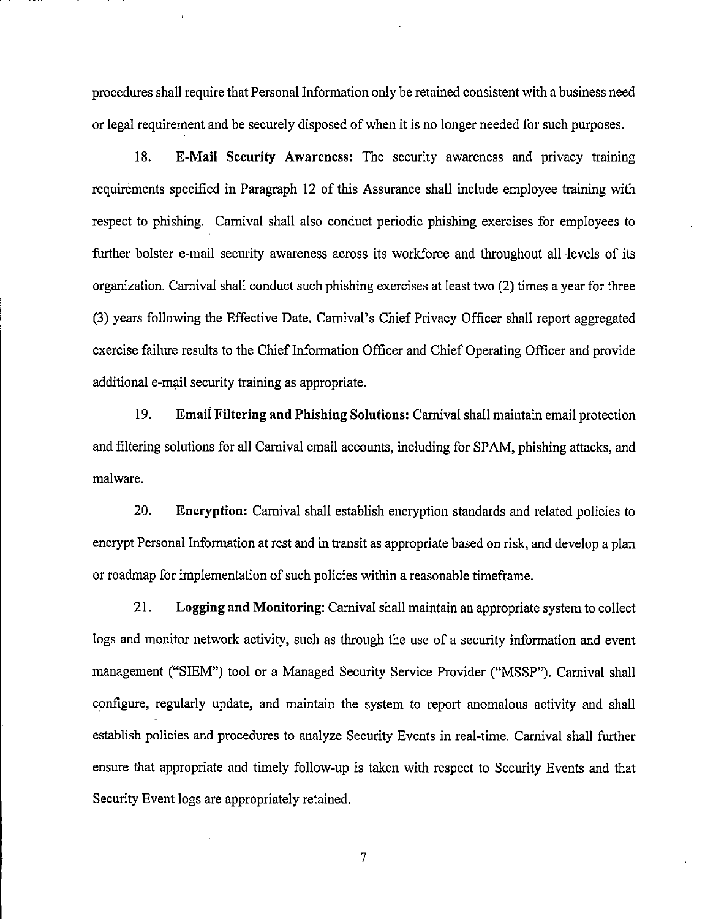procedures shall require that Personal Information only be retained consistent with a business need or legal requirement and be securely disposed of when it is no longer needed for such purposes.

18. **E-Mail Security Awareness:** The security awareness and privacy training requirements specified in Paragraph 12 of this Assurance shall include employee training with respect to phishing. Carnival shall also conduct periodic phishing exercises for employees to further bolster e-mail security awareness across its workforce and throughout all levels of its organization. Carnival shall conduct such phishing exercises at least two (2) times a year for three (3) years following the Effective Date. Carnival's Chief Privacy Officer shall report aggregated exercise failure results to the Chief Information Officer and Chief Operating Officer and provide additional e-mail security training as appropriate.

19. **Email Filtering and Phishing Solutions:** Carnival shall maintain email protection and filtering solutions for all Carnival email accounts, including for SPAM, phishing attacks, and malware.

20. **Encryption:** Carnival shall establish encryption standards and related policies to encrypt Personal Information at rest and in transit as appropriate based on risk, and develop a plan or roadmap for implementation of such policies within a reasonable timeframe.

21. **Logging and Monitoring**: Carnival shall maintain an appropriate system to collect logs and monitor network activity, such as through the use of a security information and event management ("SIEM") tool or a Managed Security Service Provider ("MSSP"). Carnival shall configure, regularly update, and maintain the system to report anomalous activity and shall establish policies and procedures to analyze Security Events in real-time. Carnival shall further ensure that appropriate and timely follow-up is taken with respect to Security Events and that Security Event logs are appropriately retained.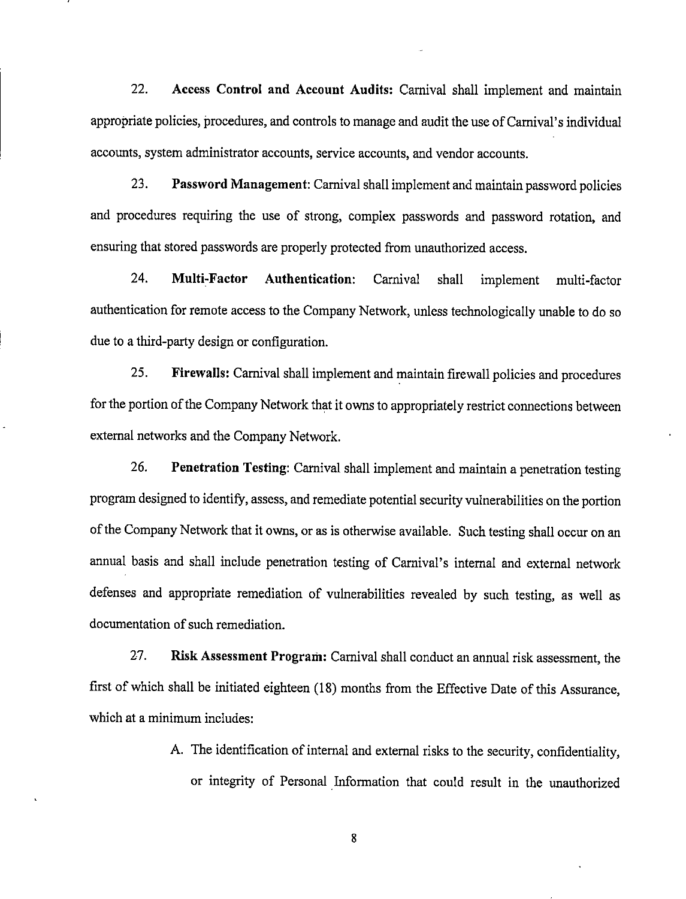22. **Access Control and Account Audits:** Carnival shall implement and maintain appropriate policies, procedures, and controls to manage and audit the use of Carnival's individual accounts, system administrator accounts, service accounts, and vendor accounts.

23. **Password Management**: Carnival shall implement and maintain password policies and procedures requiring the use of strong, complex passwords and password rotation, and ensuring that stored passwords are properly protected from unauthorized access.

24. **Multi-Factor Authentication**: Carnival shall implement multi-factor authentication for remote access to the Company Network, unless technologically unable to do so due to a third-party design or configuration.

25. **Firewalls:** Carnival shall implement and maintain firewall policies and procedures for the portion of the Company Network that it owns to appropriately restrict connections between external networks and the Company Network.

26. **Penetration Testing**: Carnival shall implement and maintain a penetration testing program designed to identify, assess, and remediate potential security vulnerabilities on the portion of the Company Network that it owns, or as is otherwise available. Such testing shall occur on an annual basis and shall include penetration testing of Carnival's internal and external network defenses and appropriate remediation of vulnerabilities revealed by such testing, as well as documentation of such remediation.

27. **Risk Assessment Program:** Carnival shall conduct an annual risk assessment, the first of which shall be initiated eighteen (18) months from the Effective Date of this Assurance, which at a minimum includes:

A. The identification of internal and external risks to the security, confidentiality, or integrity of Personal Information that could result in the unauthorized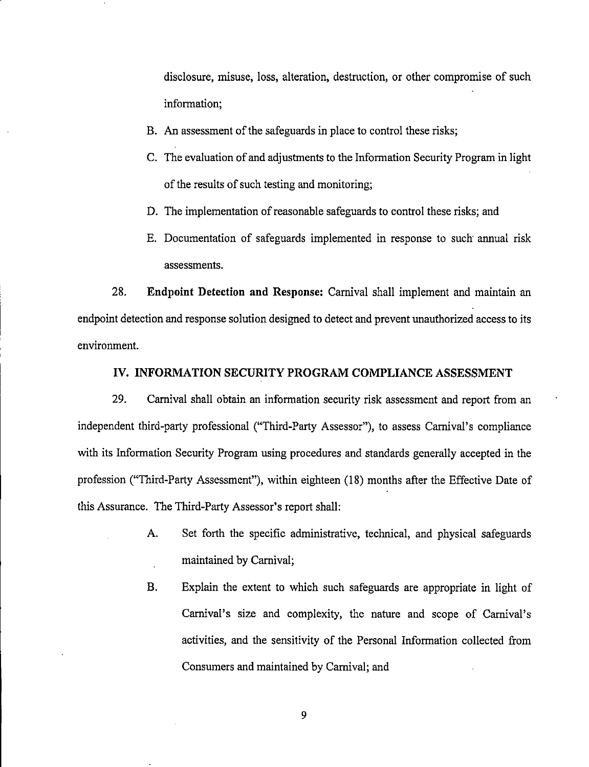disclosure, misuse, loss, alteration, destruction, or other compromise of such information;

B. An assessment of the safeguards in place to control these risks;

C. The evaluation of and adjustments to the Information Security Program in light of the results of such testing and monitoring;

D. The implementation of reasonable safeguards to control these risks; and

E. Documentation of safeguards implemented in response to such annual risk assessments.

28. **Endpoint Detection and Response:** Carnival shall implement and maintain an endpoint detection and response solution designed to detect and prevent unauthorized access to its environment.

## IV. INFORMATION SECURITY PROGRAM COMPLIANCE ASSESSMENT

29. Carnival shall obtain an information security risk assessment and report from an independent third-party professional ("Third-Party Assessor"), to assess Carnival's compliance with its Information Security Program using procedures and standards generally accepted in the profession ("Third-Party Assessment"), within eighteen (18) months after the Effective Date of this Assurance. The Third-Party Assessor's report shall:

A. Set forth the specific administrative, technical, and physical safeguards maintained by Carnival;

B. Explain the extent to which such safeguards are appropriate in light of Carnival's size and complexity, the nature and scope of Carnival's activities, and the sensitivity of the Personal Information collected from Consumers and maintained by Carnival; and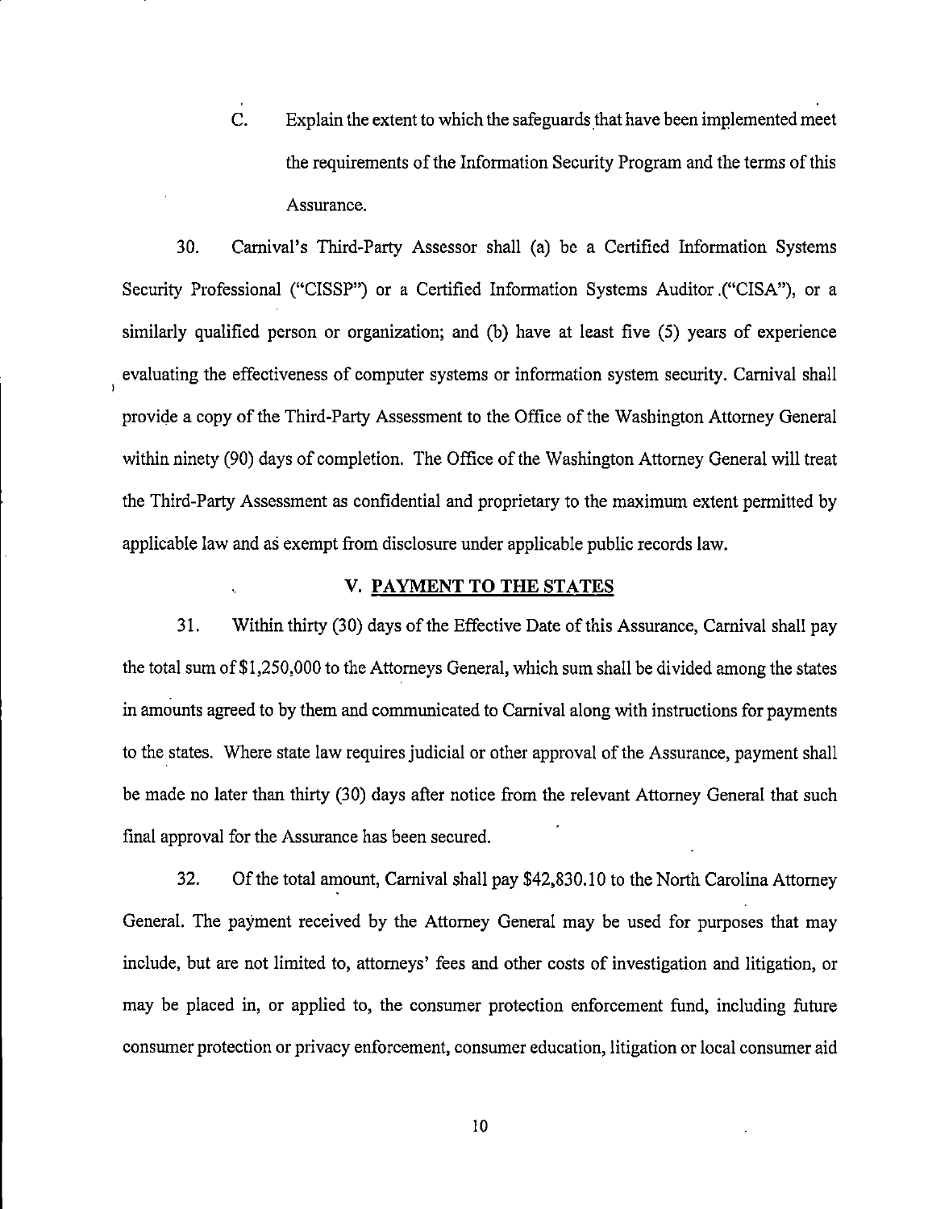C. Explain the extent to which the safeguards that have been implemented meet the requirements of the Information Security Program and the terms of this Assurance.

30. Carnival's Third-Party Assessor shall (a) be a Certified Information Systems Security Professional ("CISSP") or a Certified Information Systems Auditor ("CISA"), or a similarly qualified person or organization; and (b) have at least five (5) years of experience evaluating the effectiveness of computer systems or information system security. Carnival shall provide a copy of the Third-Party Assessment to the Office of the Washington Attorney General within ninety (90) days of completion. The Office of the Washington Attorney General will treat the Third-Party Assessment as confidential and proprietary to the maximum extent permitted by applicable law and as exempt from disclosure under applicable public records law.

## V. PAYMENT TO THE STATES

31. Within thirty (30) days of the Effective Date of this Assurance, Carnival shall pay the total sum of $1,250,000 to the Attorneys General, which sum shall be divided among the states in amounts agreed to by them and communicated to Carnival along with instructions for payments to the states. Where state law requires judicial or other approval of the Assurance, payment shall be made no later than thirty (30) days after notice from the relevant Attorney General that such final approval for the Assurance has been secured.

32. Of the total amount, Carnival shall pay $42,830.10 to the North Carolina Attorney General. The payment received by the Attorney General may be used for purposes that may include, but are not limited to, attorneys' fees and other costs of investigation and litigation, or may be placed in, or applied to, the consumer protection enforcement fund, including future consumer protection or privacy enforcement, consumer education, litigation or local consumer aid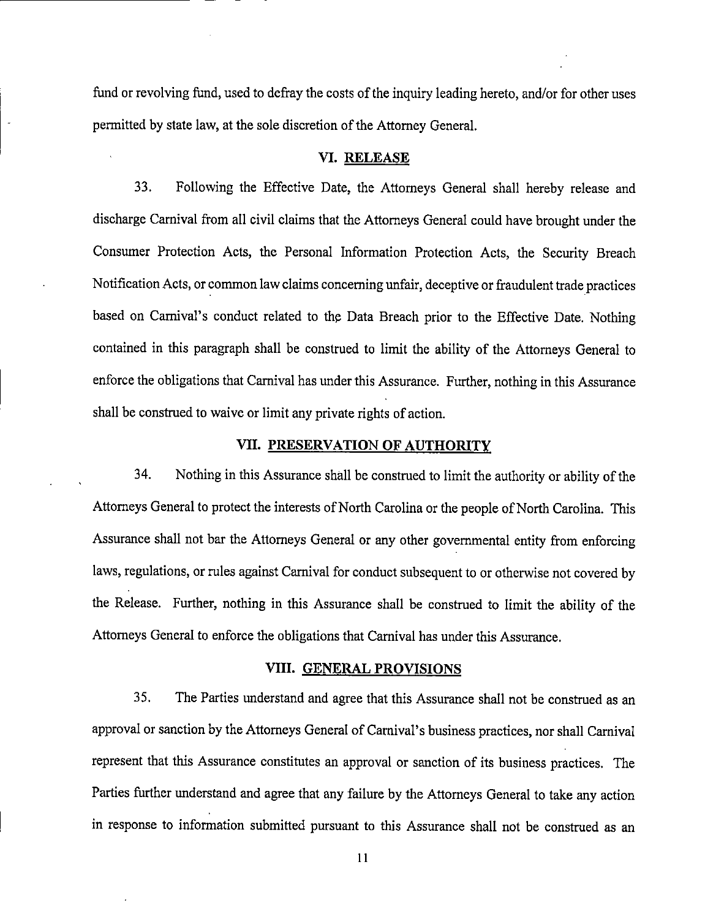fund or revolving fund, used to defray the costs of the inquiry leading hereto, and/or for other uses permitted by state law, at the sole discretion of the Attorney General.

## VI. RELEASE

33. Following the Effective Date, the Attorneys General shall hereby release and discharge Carnival from all civil claims that the Attorneys General could have brought under the Consumer Protection Acts, the Personal Information Protection Acts, the Security Breach Notification Acts, or common law claims concerning unfair, deceptive or fraudulent trade practices based on Carnival's conduct related to the Data Breach prior to the Effective Date. Nothing contained in this paragraph shall be construed to limit the ability of the Attorneys General to enforce the obligations that Carnival has under this Assurance. Further, nothing in this Assurance shall be construed to waive or limit any private rights of action.

## VII. PRESERVATION OF AUTHORITY

34. Nothing in this Assurance shall be construed to limit the authority or ability of the Attorneys General to protect the interests of North Carolina or the people of North Carolina. This Assurance shall not bar the Attorneys General or any other governmental entity from enforcing laws, regulations, or rules against Carnival for conduct subsequent to or otherwise not covered by the Release. Further, nothing in this Assurance shall be construed to limit the ability of the Attorneys General to enforce the obligations that Carnival has under this Assurance.

## VIII. GENERAL PROVISIONS

35. The Parties understand and agree that this Assurance shall not be construed as an approval or sanction by the Attorneys General of Carnival's business practices, nor shall Carnival represent that this Assurance constitutes an approval or sanction of its business practices. The Parties further understand and agree that any failure by the Attorneys General to take any action in response to information submitted pursuant to this Assurance shall not be construed as an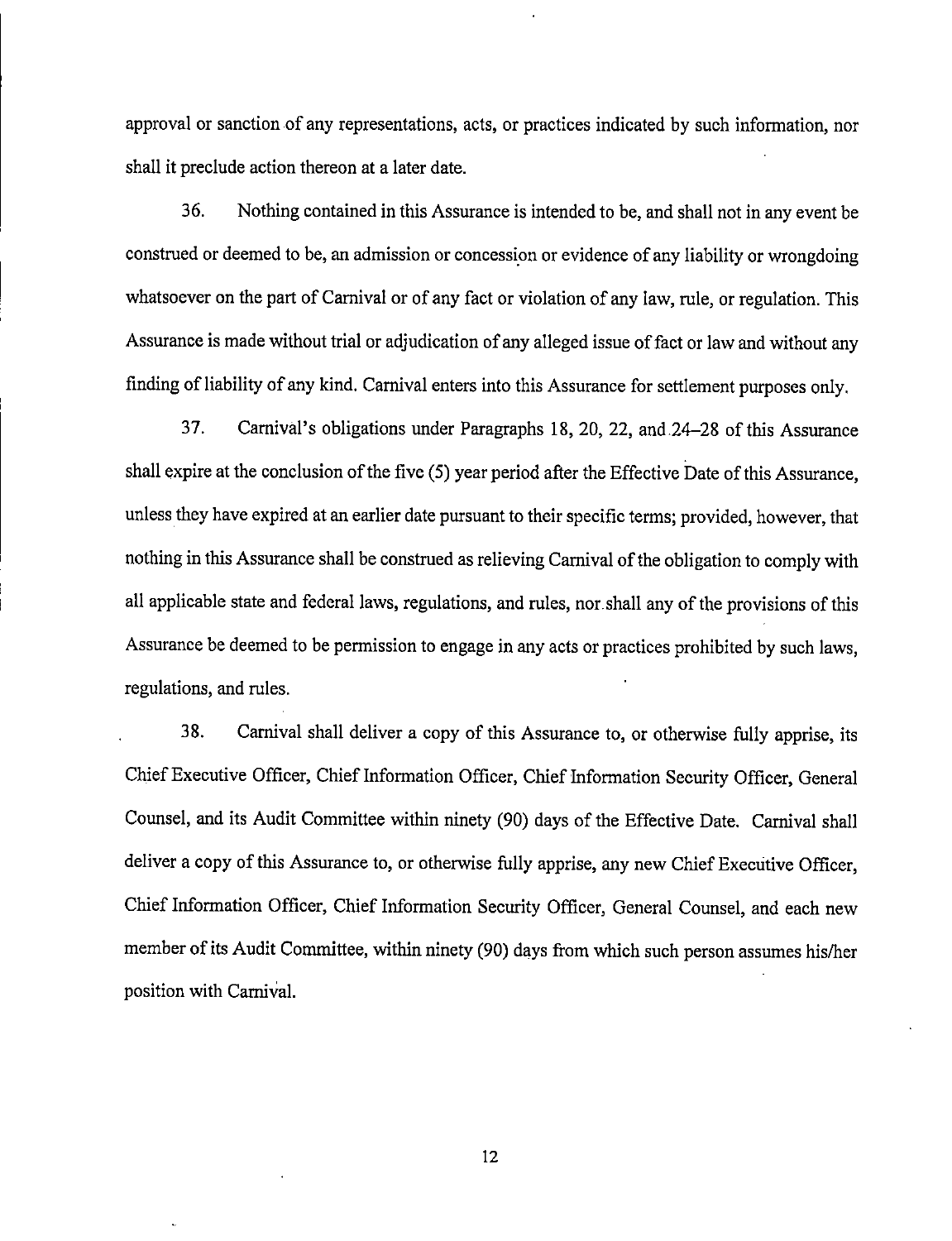approval or sanction of any representations, acts, or practices indicated by such information, nor shall it preclude action thereon at a later date.

36. Nothing contained in this Assurance is intended to be, and shall not in any event be construed or deemed to be, an admission or concession or evidence of any liability or wrongdoing whatsoever on the part of Carnival or of any fact or violation of any law, rule, or regulation. This Assurance is made without trial or adjudication of any alleged issue of fact or law and without any finding of liability of any kind. Carnival enters into this Assurance for settlement purposes only.

37. Carnival's obligations under Paragraphs 18, 20, 22, and 24–28 of this Assurance shall expire at the conclusion of the five (5) year period after the Effective Date of this Assurance, unless they have expired at an earlier date pursuant to their specific terms; provided, however, that nothing in this Assurance shall be construed as relieving Carnival of the obligation to comply with all applicable state and federal laws, regulations, and rules, nor shall any of the provisions of this Assurance be deemed to be permission to engage in any acts or practices prohibited by such laws, regulations, and rules.

38. Carnival shall deliver a copy of this Assurance to, or otherwise fully apprise, its Chief Executive Officer, Chief Information Officer, Chief Information Security Officer, General Counsel, and its Audit Committee within ninety (90) days of the Effective Date. Carnival shall deliver a copy of this Assurance to, or otherwise fully apprise, any new Chief Executive Officer, Chief Information Officer, Chief Information Security Officer, General Counsel, and each new member of its Audit Committee, within ninety (90) days from which such person assumes his/her position with Carnival.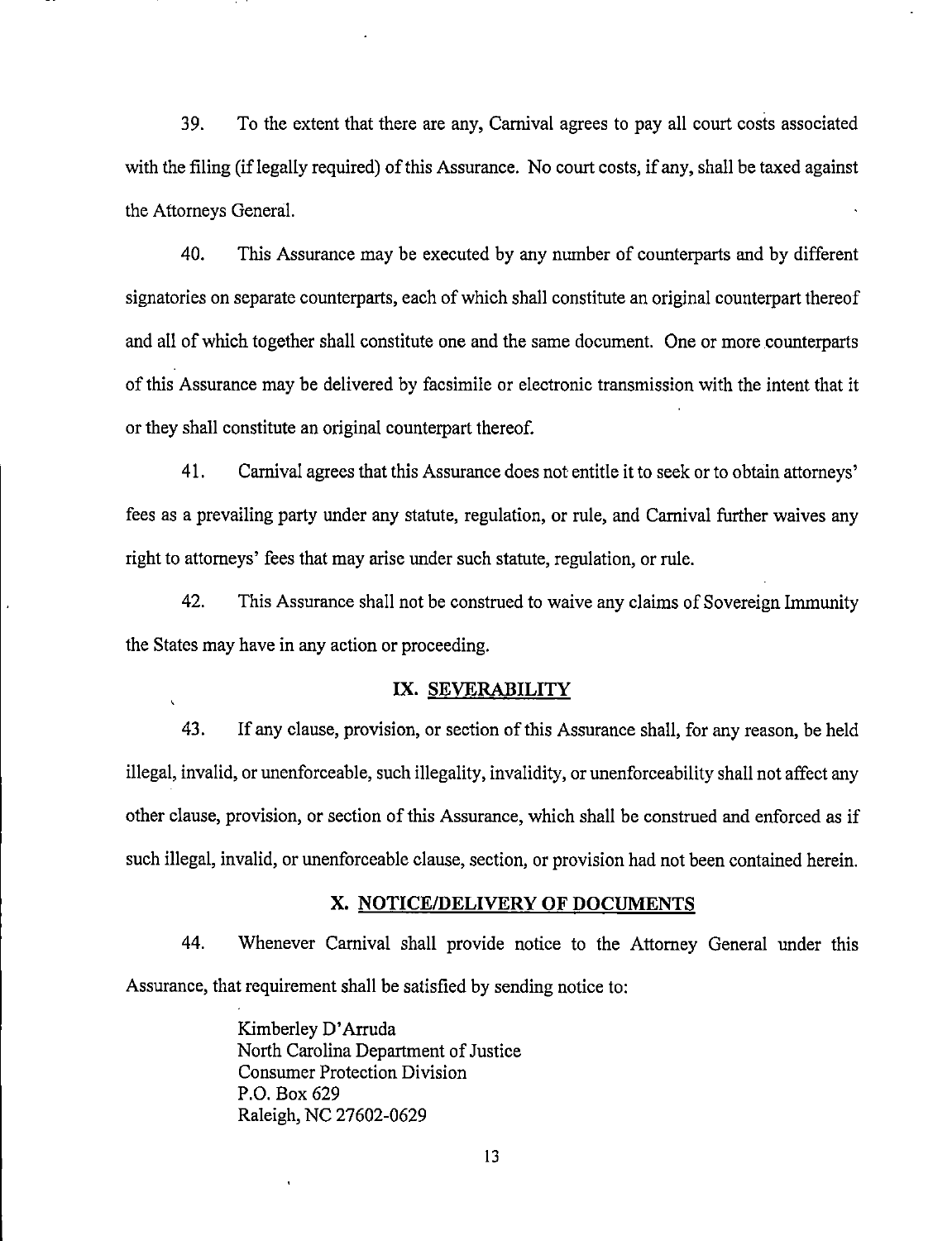39. To the extent that there are any, Carnival agrees to pay all court costs associated with the filing (if legally required) of this Assurance. No court costs, if any, shall be taxed against the Attorneys General.

40. This Assurance may be executed by any number of counterparts and by different signatories on separate counterparts, each of which shall constitute an original counterpart thereof and all of which together shall constitute one and the same document. One or more counterparts of this Assurance may be delivered by facsimile or electronic transmission with the intent that it or they shall constitute an original counterpart thereof.

41. Carnival agrees that this Assurance does not entitle it to seek or to obtain attorneys' fees as a prevailing party under any statute, regulation, or rule, and Carnival further waives any right to attorneys' fees that may arise under such statute, regulation, or rule.

42. This Assurance shall not be construed to waive any claims of Sovereign Immunity the States may have in any action or proceeding.

## IX. SEVERABILITY

43. If any clause, provision, or section of this Assurance shall, for any reason, be held illegal, invalid, or unenforceable, such illegality, invalidity, or unenforceability shall not affect any other clause, provision, or section of this Assurance, which shall be construed and enforced as if such illegal, invalid, or unenforceable clause, section, or provision had not been contained herein.

## X. NOTICE/DELIVERY OF DOCUMENTS

44. Whenever Carnival shall provide notice to the Attorney General under this Assurance, that requirement shall be satisfied by sending notice to:

Kimberley D'Arruda
North Carolina Department of Justice
Consumer Protection Division
P.O. Box 629
Raleigh, NC 27602-0629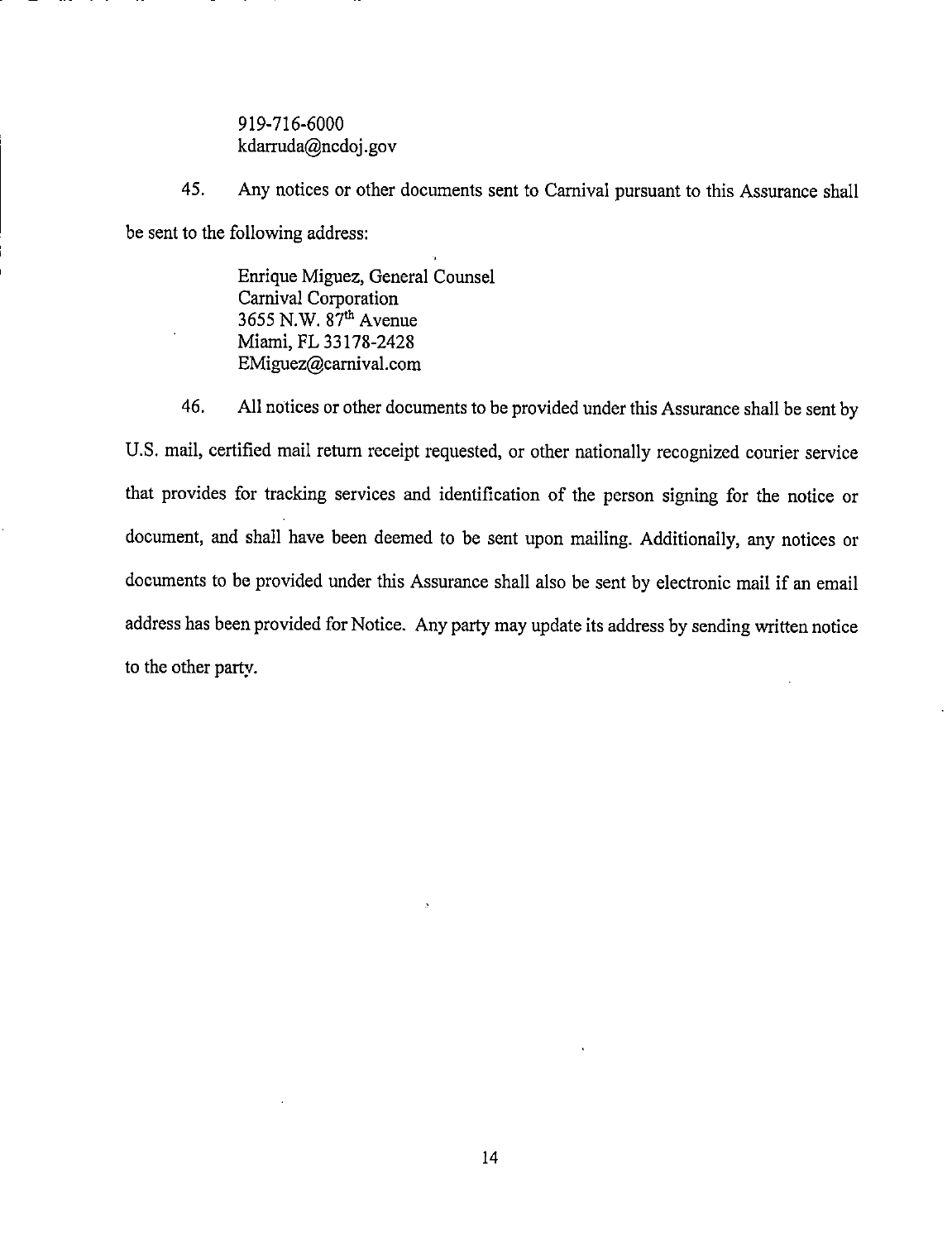919-716-6000
kdarruda@ncdoj.gov

45. Any notices or other documents sent to Carnival pursuant to this Assurance shall be sent to the following address:

Enrique Miguez, General Counsel
Carnival Corporation
3655 N.W. 87th Avenue
Miami, FL 33178-2428
EMiguez@carnival.com

46. All notices or other documents to be provided under this Assurance shall be sent by U.S. mail, certified mail return receipt requested, or other nationally recognized courier service that provides for tracking services and identification of the person signing for the notice or document, and shall have been deemed to be sent upon mailing. Additionally, any notices or documents to be provided under this Assurance shall also be sent by electronic mail if an email address has been provided for Notice. Any party may update its address by sending written notice to the other party.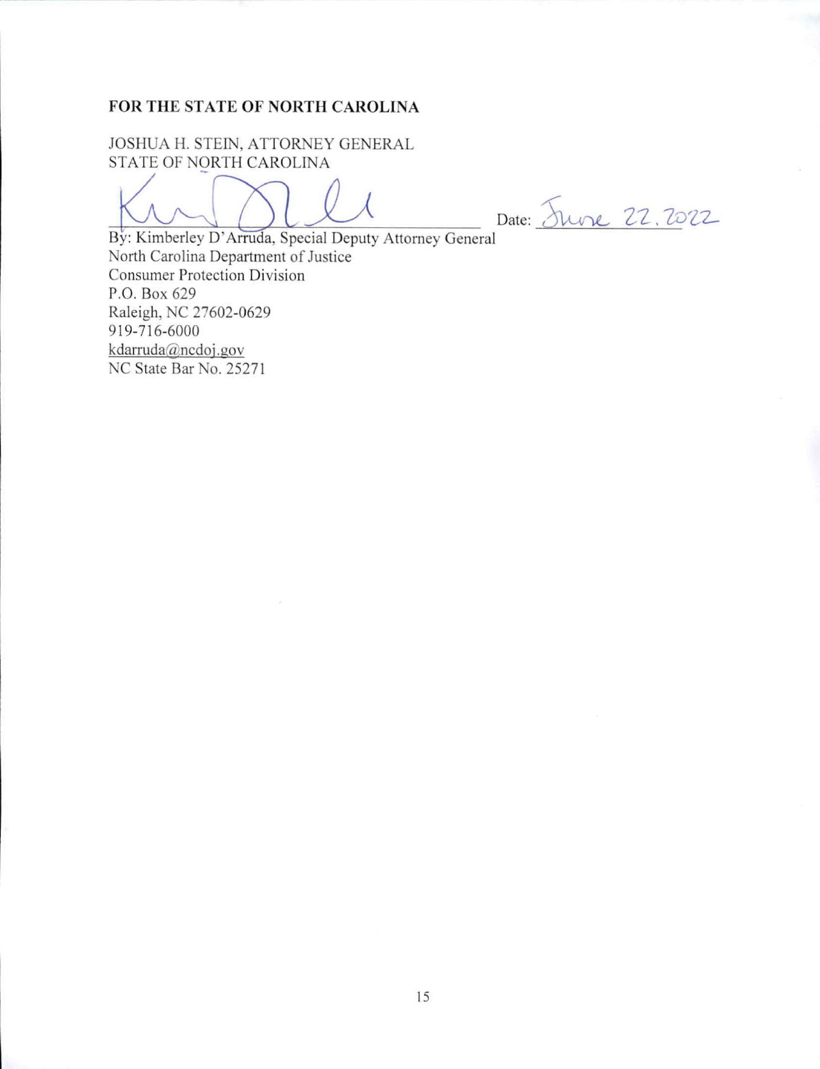**FOR THE STATE OF NORTH CAROLINA**

JOSHUA H. STEIN, ATTORNEY GENERAL
STATE OF NORTH CAROLINA

Date: June 22, 2022

By: Kimberley D'Arruda, Special Deputy Attorney General
North Carolina Department of Justice
Consumer Protection Division
P.O. Box 629
Raleigh, NC 27602-0629
919-716-6000
kdarruda@ncdoj.gov
NC State Bar No. 25271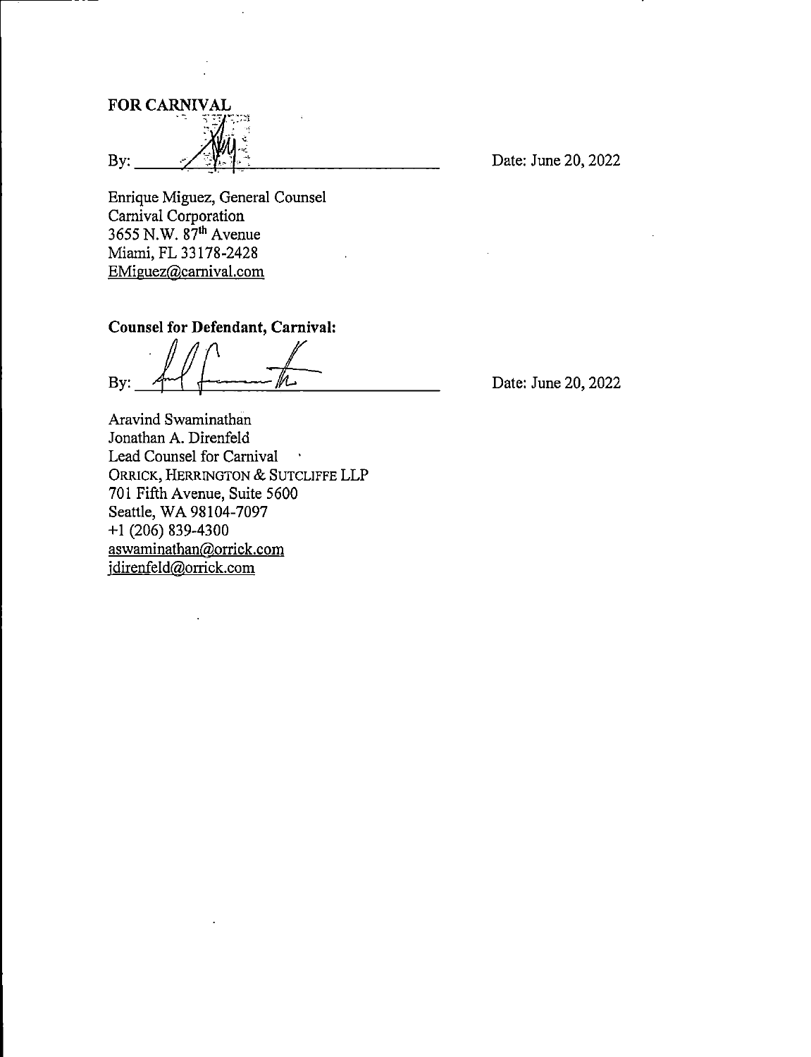**FOR CARNIVAL**

By: \_\_\_\_\_\_\_\_\_\_\_\_\_\_\_\_\_\_\_\_\_\_\_\_\_\_\_\_\_\_\_\_ Date: June 20, 2022

Enrique Miguez, General Counsel
Carnival Corporation
3655 N.W. 87th Avenue
Miami, FL 33178-2428
EMiguez@carnival.com

**Counsel for Defendant, Carnival:**

By: \_\_\_\_\_\_\_\_\_\_\_\_\_\_\_\_\_\_\_\_\_\_\_\_\_\_\_\_\_\_\_\_ Date: June 20, 2022

Aravind Swaminathan
Jonathan A. Direnfeld
Lead Counsel for Carnival
ORRICK, HERRINGTON & SUTCLIFFE LLP
701 Fifth Avenue, Suite 5600
Seattle, WA 98104-7097
+1 (206) 839-4300
aswaminathan@orrick.com
jdirenfeld@orrick.com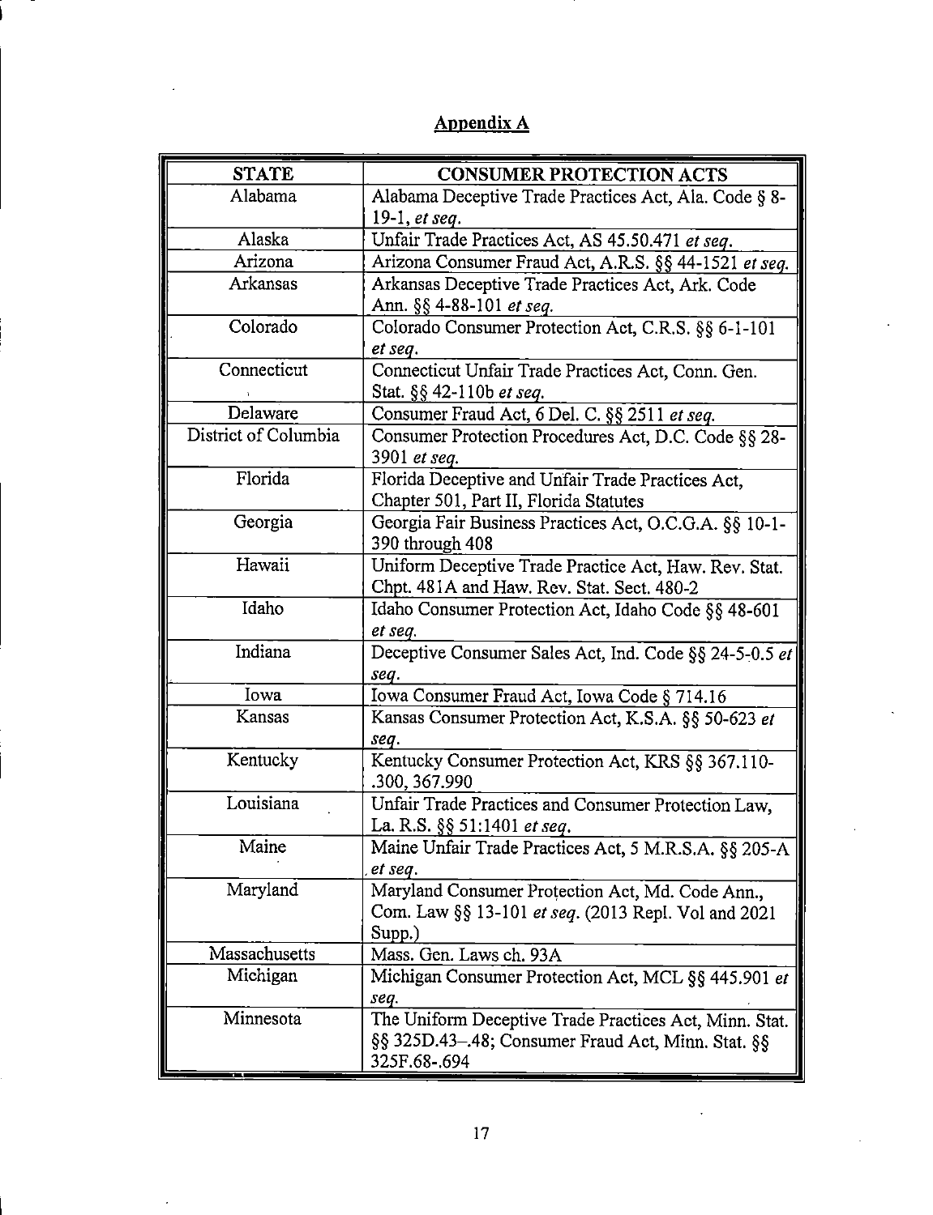## Appendix A

| STATE | CONSUMER PROTECTION ACTS |
|---|---|
| Alabama | Alabama Deceptive Trade Practices Act, Ala. Code § 8-19-1, *et seq.* |
| Alaska | Unfair Trade Practices Act, AS 45.50.471 *et seq.* |
| Arizona | Arizona Consumer Fraud Act, A.R.S. §§ 44-1521 *et seq.* |
| Arkansas | Arkansas Deceptive Trade Practices Act, Ark. Code Ann. §§ 4-88-101 *et seq.* |
| Colorado | Colorado Consumer Protection Act, C.R.S. §§ 6-1-101 *et seq.* |
| Connecticut | Connecticut Unfair Trade Practices Act, Conn. Gen. Stat. §§ 42-110b *et seq.* |
| Delaware | Consumer Fraud Act, 6 Del. C. §§ 2511 *et seq.* |
| District of Columbia | Consumer Protection Procedures Act, D.C. Code §§ 28-3901 *et seq.* |
| Florida | Florida Deceptive and Unfair Trade Practices Act, Chapter 501, Part II, Florida Statutes |
| Georgia | Georgia Fair Business Practices Act, O.C.G.A. §§ 10-1-390 through 408 |
| Hawaii | Uniform Deceptive Trade Practice Act, Haw. Rev. Stat. Chpt. 481A and Haw. Rev. Stat. Sect. 480-2 |
| Idaho | Idaho Consumer Protection Act, Idaho Code §§ 48-601 *et seq.* |
| Indiana | Deceptive Consumer Sales Act, Ind. Code §§ 24-5-0.5 *et seq.* |
| Iowa | Iowa Consumer Fraud Act, Iowa Code § 714.16 |
| Kansas | Kansas Consumer Protection Act, K.S.A. §§ 50-623 *et seq.* |
| Kentucky | Kentucky Consumer Protection Act, KRS §§ 367.110-.300, 367.990 |
| Louisiana | Unfair Trade Practices and Consumer Protection Law, La. R.S. §§ 51:1401 *et seq.* |
| Maine | Maine Unfair Trade Practices Act, 5 M.R.S.A. §§ 205-A *et seq.* |
| Maryland | Maryland Consumer Protection Act, Md. Code Ann., Com. Law §§ 13-101 *et seq.* (2013 Repl. Vol and 2021 Supp.) |
| Massachusetts | Mass. Gen. Laws ch. 93A |
| Michigan | Michigan Consumer Protection Act, MCL §§ 445.901 *et seq.* |
| Minnesota | The Uniform Deceptive Trade Practices Act, Minn. Stat. §§ 325D.43–.48; Consumer Fraud Act, Minn. Stat. §§ 325F.68-.694 |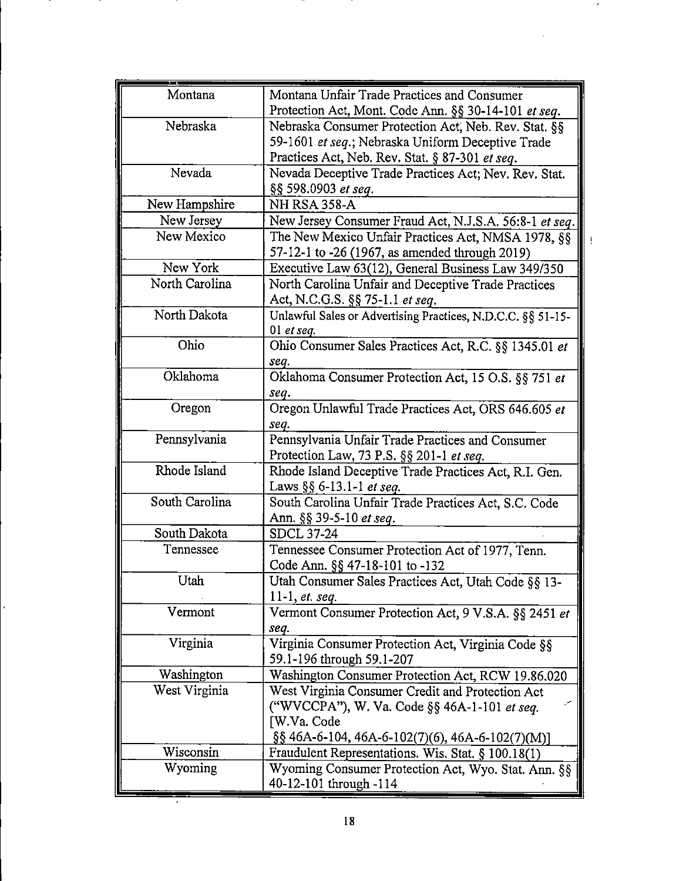| | |
|---|---|
| Montana | Montana Unfair Trade Practices and Consumer Protection Act, Mont. Code Ann. §§ 30-14-101 *et seq.* |
| Nebraska | Nebraska Consumer Protection Act, Neb. Rev. Stat. §§ 59-1601 *et seq.*; Nebraska Uniform Deceptive Trade Practices Act, Neb. Rev. Stat. § 87-301 *et seq.* |
| Nevada | Nevada Deceptive Trade Practices Act; Nev. Rev. Stat. §§ 598.0903 *et seq.* |
| New Hampshire | NH RSA 358-A |
| New Jersey | New Jersey Consumer Fraud Act, N.J.S.A. 56:8-1 *et seq.* |
| New Mexico | The New Mexico Unfair Practices Act, NMSA 1978, §§ 57-12-1 to -26 (1967, as amended through 2019) |
| New York | Executive Law 63(12), General Business Law 349/350 |
| North Carolina | North Carolina Unfair and Deceptive Trade Practices Act, N.C.G.S. §§ 75-1.1 *et seq.* |
| North Dakota | Unlawful Sales or Advertising Practices, N.D.C.C. §§ 51-15-01 *et seq.* |
| Ohio | Ohio Consumer Sales Practices Act, R.C. §§ 1345.01 *et seq.* |
| Oklahoma | Oklahoma Consumer Protection Act, 15 O.S. §§ 751 *et seq.* |
| Oregon | Oregon Unlawful Trade Practices Act, ORS 646.605 *et seq.* |
| Pennsylvania | Pennsylvania Unfair Trade Practices and Consumer Protection Law, 73 P.S. §§ 201-1 *et seq.* |
| Rhode Island | Rhode Island Deceptive Trade Practices Act, R.I. Gen. Laws §§ 6-13.1-1 *et seq.* |
| South Carolina | South Carolina Unfair Trade Practices Act, S.C. Code Ann. §§ 39-5-10 *et seq.* |
| South Dakota | SDCL 37-24 |
| Tennessee | Tennessee Consumer Protection Act of 1977, Tenn. Code Ann. §§ 47-18-101 to -132 |
| Utah | Utah Consumer Sales Practices Act, Utah Code §§ 13-11-1, *et. seq.* |
| Vermont | Vermont Consumer Protection Act, 9 V.S.A. §§ 2451 *et seq.* |
| Virginia | Virginia Consumer Protection Act, Virginia Code §§ 59.1-196 through 59.1-207 |
| Washington | Washington Consumer Protection Act, RCW 19.86.020 |
| West Virginia | West Virginia Consumer Credit and Protection Act ("WVCCPA"), W. Va. Code §§ 46A-1-101 *et seq.* [W.Va. Code §§ 46A-6-104, 46A-6-102(7)(6), 46A-6-102(7)(M)] |
| Wisconsin | Fraudulent Representations. Wis. Stat. § 100.18(1) |
| Wyoming | Wyoming Consumer Protection Act, Wyo. Stat. Ann. §§ 40-12-101 through -114 |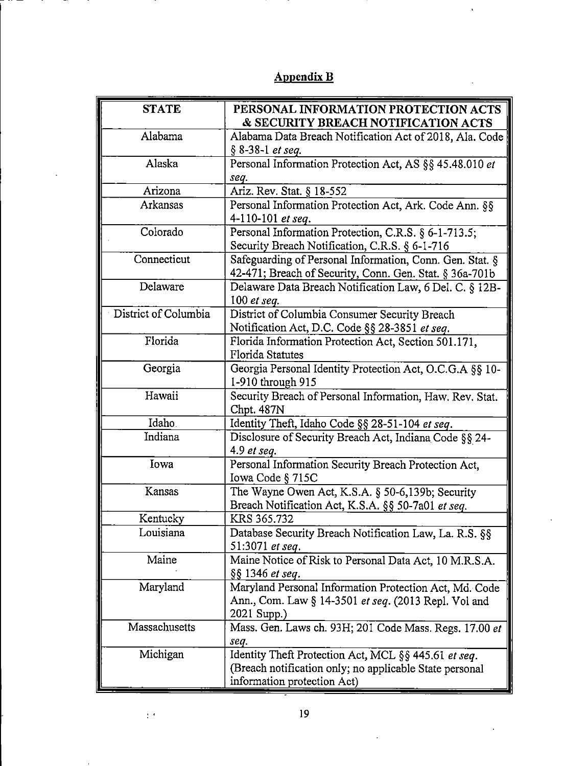## Appendix B

| STATE | PERSONAL INFORMATION PROTECTION ACTS & SECURITY BREACH NOTIFICATION ACTS |
|---|---|
| Alabama | Alabama Data Breach Notification Act of 2018, Ala. Code § 8-38-1 *et seq.* |
| Alaska | Personal Information Protection Act, AS §§ 45.48.010 *et seq.* |
| Arizona | Ariz. Rev. Stat. § 18-552 |
| Arkansas | Personal Information Protection Act, Ark. Code Ann. §§ 4-110-101 *et seq.* |
| Colorado | Personal Information Protection, C.R.S. § 6-1-713.5; Security Breach Notification, C.R.S. § 6-1-716 |
| Connecticut | Safeguarding of Personal Information, Conn. Gen. Stat. § 42-471; Breach of Security, Conn. Gen. Stat. § 36a-701b |
| Delaware | Delaware Data Breach Notification Law, 6 Del. C. § 12B-100 *et seq.* |
| District of Columbia | District of Columbia Consumer Security Breach Notification Act, D.C. Code §§ 28-3851 *et seq.* |
| Florida | Florida Information Protection Act, Section 501.171, Florida Statutes |
| Georgia | Georgia Personal Identity Protection Act, O.C.G.A §§ 10-1-910 through 915 |
| Hawaii | Security Breach of Personal Information, Haw. Rev. Stat. Chpt. 487N |
| Idaho | Identity Theft, Idaho Code §§ 28-51-104 *et seq.* |
| Indiana | Disclosure of Security Breach Act, Indiana Code §§ 24-4.9 *et seq.* |
| Iowa | Personal Information Security Breach Protection Act, Iowa Code § 715C |
| Kansas | The Wayne Owen Act, K.S.A. § 50-6,139b; Security Breach Notification Act, K.S.A. §§ 50-7a01 *et seq.* |
| Kentucky | KRS 365.732 |
| Louisiana | Database Security Breach Notification Law, La. R.S. §§ 51:3071 *et seq.* |
| Maine | Maine Notice of Risk to Personal Data Act, 10 M.R.S.A. §§ 1346 *et seq.* |
| Maryland | Maryland Personal Information Protection Act, Md. Code Ann., Com. Law § 14-3501 *et seq.* (2013 Repl. Vol and 2021 Supp.) |
| Massachusetts | Mass. Gen. Laws ch. 93H; 201 Code Mass. Regs. 17.00 *et seq.* |
| Michigan | Identity Theft Protection Act, MCL §§ 445.61 *et seq.* (Breach notification only; no applicable State personal information protection Act) |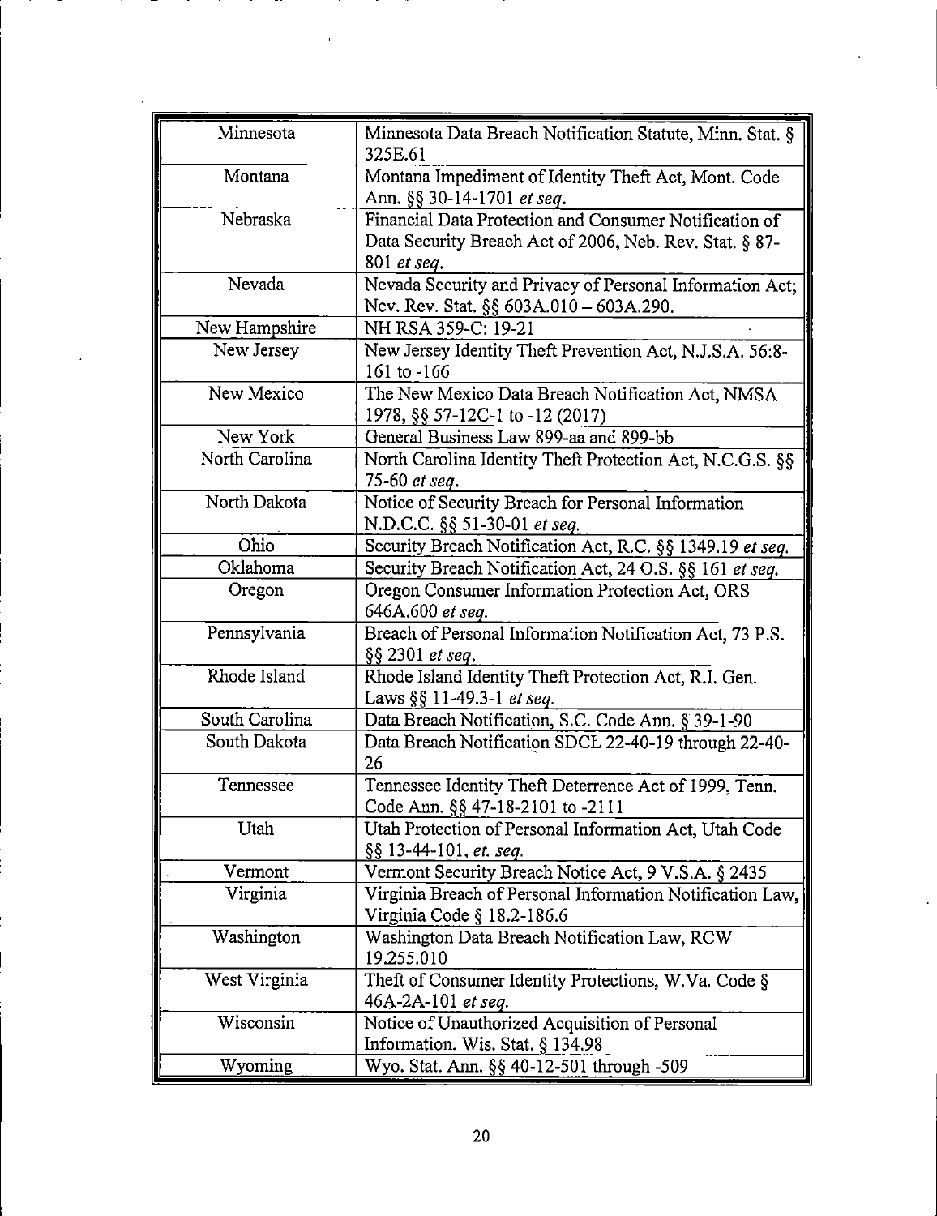| | |
|---|---|
| Minnesota | Minnesota Data Breach Notification Statute, Minn. Stat. § 325E.61 |
| Montana | Montana Impediment of Identity Theft Act, Mont. Code Ann. §§ 30-14-1701 *et seq.* |
| Nebraska | Financial Data Protection and Consumer Notification of Data Security Breach Act of 2006, Neb. Rev. Stat. § 87-801 *et seq.* |
| Nevada | Nevada Security and Privacy of Personal Information Act; Nev. Rev. Stat. §§ 603A.010 – 603A.290. |
| New Hampshire | NH RSA 359-C: 19-21 |
| New Jersey | New Jersey Identity Theft Prevention Act, N.J.S.A. 56:8-161 to -166 |
| New Mexico | The New Mexico Data Breach Notification Act, NMSA 1978, §§ 57-12C-1 to -12 (2017) |
| New York | General Business Law 899-aa and 899-bb |
| North Carolina | North Carolina Identity Theft Protection Act, N.C.G.S. §§ 75-60 *et seq.* |
| North Dakota | Notice of Security Breach for Personal Information N.D.C.C. §§ 51-30-01 *et seq.* |
| Ohio | Security Breach Notification Act, R.C. §§ 1349.19 *et seq.* |
| Oklahoma | Security Breach Notification Act, 24 O.S. §§ 161 *et seq.* |
| Oregon | Oregon Consumer Information Protection Act, ORS 646A.600 *et seq.* |
| Pennsylvania | Breach of Personal Information Notification Act, 73 P.S. §§ 2301 *et seq.* |
| Rhode Island | Rhode Island Identity Theft Protection Act, R.I. Gen. Laws §§ 11-49.3-1 *et seq.* |
| South Carolina | Data Breach Notification, S.C. Code Ann. § 39-1-90 |
| South Dakota | Data Breach Notification SDCL 22-40-19 through 22-40-26 |
| Tennessee | Tennessee Identity Theft Deterrence Act of 1999, Tenn. Code Ann. §§ 47-18-2101 to -2111 |
| Utah | Utah Protection of Personal Information Act, Utah Code §§ 13-44-101, *et. seq.* |
| Vermont | Vermont Security Breach Notice Act, 9 V.S.A. § 2435 |
| Virginia | Virginia Breach of Personal Information Notification Law, Virginia Code § 18.2-186.6 |
| Washington | Washington Data Breach Notification Law, RCW 19.255.010 |
| West Virginia | Theft of Consumer Identity Protections, W.Va. Code § 46A-2A-101 *et seq.* |
| Wisconsin | Notice of Unauthorized Acquisition of Personal Information. Wis. Stat. § 134.98 |
| Wyoming | Wyo. Stat. Ann. §§ 40-12-501 through -509 |